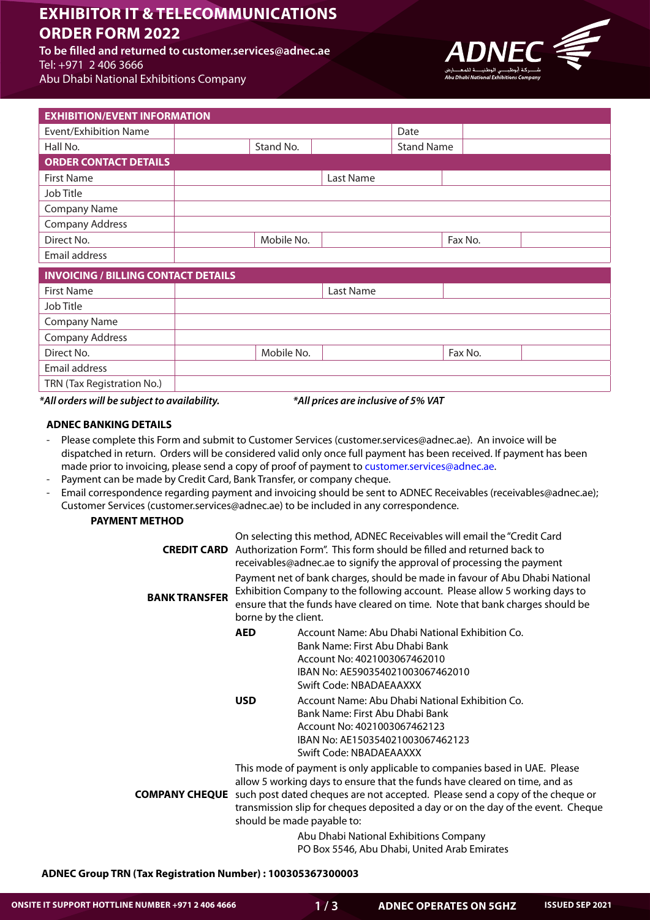# EXHIBITOR IT & TELECOMMUNICATIONS ORDER FORM 2022

**To be filled and returned to customer.services@adnec.ae**
Tel: +971 2 406 3666
Abu Dhabi National Exhibitions Company

| EXHIBITION/EVENT INFORMATION | | | | | |
|---|---|---|---|---|---|
| Event/Exhibition Name | | | | Date | |
| Hall No. | | Stand No. | | Stand Name | |

| ORDER CONTACT DETAILS | | | | | |
|---|---|---|---|---|---|
| First Name | | | Last Name | | |
| Job Title | | | | | |
| Company Name | | | | | |
| Company Address | | | | | |
| Direct No. | | Mobile No. | | Fax No. | |
| Email address | | | | | |

| INVOICING / BILLING CONTACT DETAILS | | | | | |
|---|---|---|---|---|---|
| First Name | | | Last Name | | |
| Job Title | | | | | |
| Company Name | | | | | |
| Company Address | | | | | |
| Direct No. | | Mobile No. | | Fax No. | |
| Email address | | | | | |
| TRN (Tax Registration No.) | | | | | |

***All orders will be subject to availability.*** ***All prices are inclusive of 5% VAT***

**ADNEC BANKING DETAILS**

- Please complete this Form and submit to Customer Services (customer.services@adnec.ae). An invoice will be dispatched in return. Orders will be considered valid only once full payment has been received. If payment has been made prior to invoicing, please send a copy of proof of payment to customer.services@adnec.ae.
- Payment can be made by Credit Card, Bank Transfer, or company cheque.
- Email correspondence regarding payment and invoicing should be sent to ADNEC Receivables (receivables@adnec.ae); Customer Services (customer.services@adnec.ae) to be included in any correspondence.

**PAYMENT METHOD**

**CREDIT CARD**
On selecting this method, ADNEC Receivables will email the "Credit Card Authorization Form". This form should be filled and returned back to receivables@adnec.ae to signify the approval of processing the payment

**BANK TRANSFER**
Payment net of bank charges, should be made in favour of Abu Dhabi National Exhibition Company to the following account. Please allow 5 working days to ensure that the funds have cleared on time. Note that bank charges should be borne by the client.

**AED**
Account Name: Abu Dhabi National Exhibition Co.
Bank Name: First Abu Dhabi Bank
Account No: 4021003067462010
IBAN No: AE590354021003067462010
Swift Code: NBADAEAAXXX

**USD**
Account Name: Abu Dhabi National Exhibition Co.
Bank Name: First Abu Dhabi Bank
Account No: 4021003067462123
IBAN No: AE150354021003067462123
Swift Code: NBADAEAAXXX

**COMPANY CHEQUE**
This mode of payment is only applicable to companies based in UAE. Please allow 5 working days to ensure that the funds have cleared on time, and as such post dated cheques are not accepted. Please send a copy of the cheque or transmission slip for cheques deposited a day or on the day of the event. Cheque should be made payable to:

Abu Dhabi National Exhibitions Company
PO Box 5546, Abu Dhabi, United Arab Emirates

**ADNEC Group TRN (Tax Registration Number) : 100305367300003**

**ONSITE IT SUPPORT HOTLINE NUMBER +971 2 406 4666** **ADNEC OPERATES ON 5GHZ** **ISSUED SEP 2021**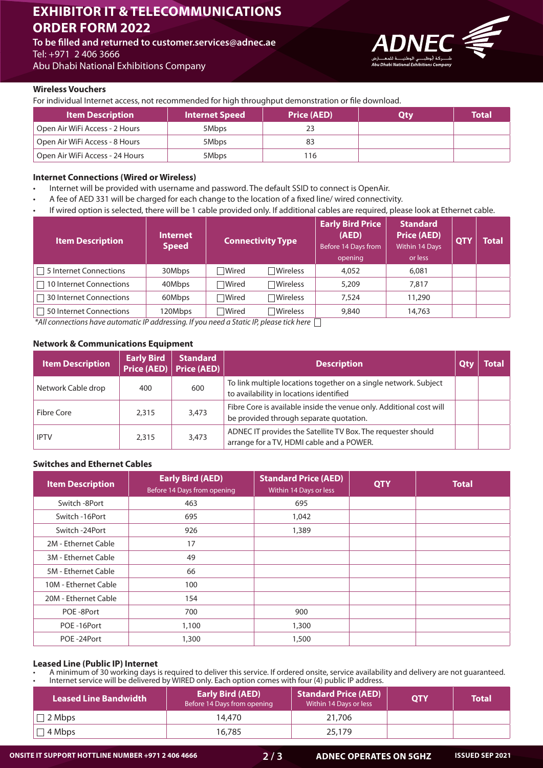# EXHIBITOR IT & TELECOMMUNICATIONS ORDER FORM 2022

**To be filled and returned to customer.services@adnec.ae**
Tel: +971 2 406 3666
Abu Dhabi National Exhibitions Company

### Wireless Vouchers

For individual Internet access, not recommended for high throughput demonstration or file download.

| Item Description | Internet Speed | Price (AED) | Qty | Total |
|---|---|---|---|---|
| Open Air WiFi Access - 2 Hours | 5Mbps | 23 | | |
| Open Air WiFi Access - 8 Hours | 5Mbps | 83 | | |
| Open Air WiFi Access - 24 Hours | 5Mbps | 116 | | |

### Internet Connections (Wired or Wireless)

- Internet will be provided with username and password. The default SSID to connect is OpenAir.
- A fee of AED 331 will be charged for each change to the location of a fixed line/ wired connectivity.
- If wired option is selected, there will be 1 cable provided only. If additional cables are required, please look at Ethernet cable.

| Item Description | Internet Speed | Connectivity Type | | Early Bird Price (AED) Before 14 Days from opening | Standard Price (AED) Within 14 Days or less | QTY | Total |
|---|---|---|---|---|---|---|---|
| ☐ 5 Internet Connections | 30Mbps | ☐Wired | ☐Wireless | 4,052 | 6,081 | | |
| ☐ 10 Internet Connections | 40Mbps | ☐Wired | ☐Wireless | 5,209 | 7,817 | | |
| ☐ 30 Internet Connections | 60Mbps | ☐Wired | ☐Wireless | 7,524 | 11,290 | | |
| ☐ 50 Internet Connections | 120Mbps | ☐Wired | ☐Wireless | 9,840 | 14,763 | | |

*\*All connections have automatic IP addressing. If you need a Static IP, please tick here ☐*

### Network & Communications Equipment

| Item Description | Early Bird Price (AED) | Standard Price (AED) | Description | Qty | Total |
|---|---|---|---|---|---|
| Network Cable drop | 400 | 600 | To link multiple locations together on a single network. Subject to availability in locations identified | | |
| Fibre Core | 2,315 | 3,473 | Fibre Core is available inside the venue only. Additional cost will be provided through separate quotation. | | |
| IPTV | 2,315 | 3,473 | ADNEC IT provides the Satellite TV Box. The requester should arrange for a TV, HDMI cable and a POWER. | | |

### Switches and Ethernet Cables

| Item Description | Early Bird (AED) Before 14 Days from opening | Standard Price (AED) Within 14 Days or less | QTY | Total |
|---|---|---|---|---|
| Switch -8Port | 463 | 695 | | |
| Switch -16Port | 695 | 1,042 | | |
| Switch -24Port | 926 | 1,389 | | |
| 2M - Ethernet Cable | 17 | | | |
| 3M - Ethernet Cable | 49 | | | |
| 5M - Ethernet Cable | 66 | | | |
| 10M - Ethernet Cable | 100 | | | |
| 20M - Ethernet Cable | 154 | | | |
| POE -8Port | 700 | 900 | | |
| POE -16Port | 1,100 | 1,300 | | |
| POE -24Port | 1,300 | 1,500 | | |

### Leased Line (Public IP) Internet

- A minimum of 30 working days is required to deliver this service. If ordered onsite, service availability and delivery are not guaranteed.
- Internet service will be delivered by WIRED only. Each option comes with four (4) public IP address.

| Leased Line Bandwidth | Early Bird (AED) Before 14 Days from opening | Standard Price (AED) Within 14 Days or less | QTY | Total |
|---|---|---|---|---|
| ☐ 2 Mbps | 14,470 | 21,706 | | |
| ☐ 4 Mbps | 16,785 | 25,179 | | |

ONSITE IT SUPPORT HOTLINE NUMBER +971 2 406 4666 | ADNEC OPERATES ON 5GHZ | ISSUED SEP 2021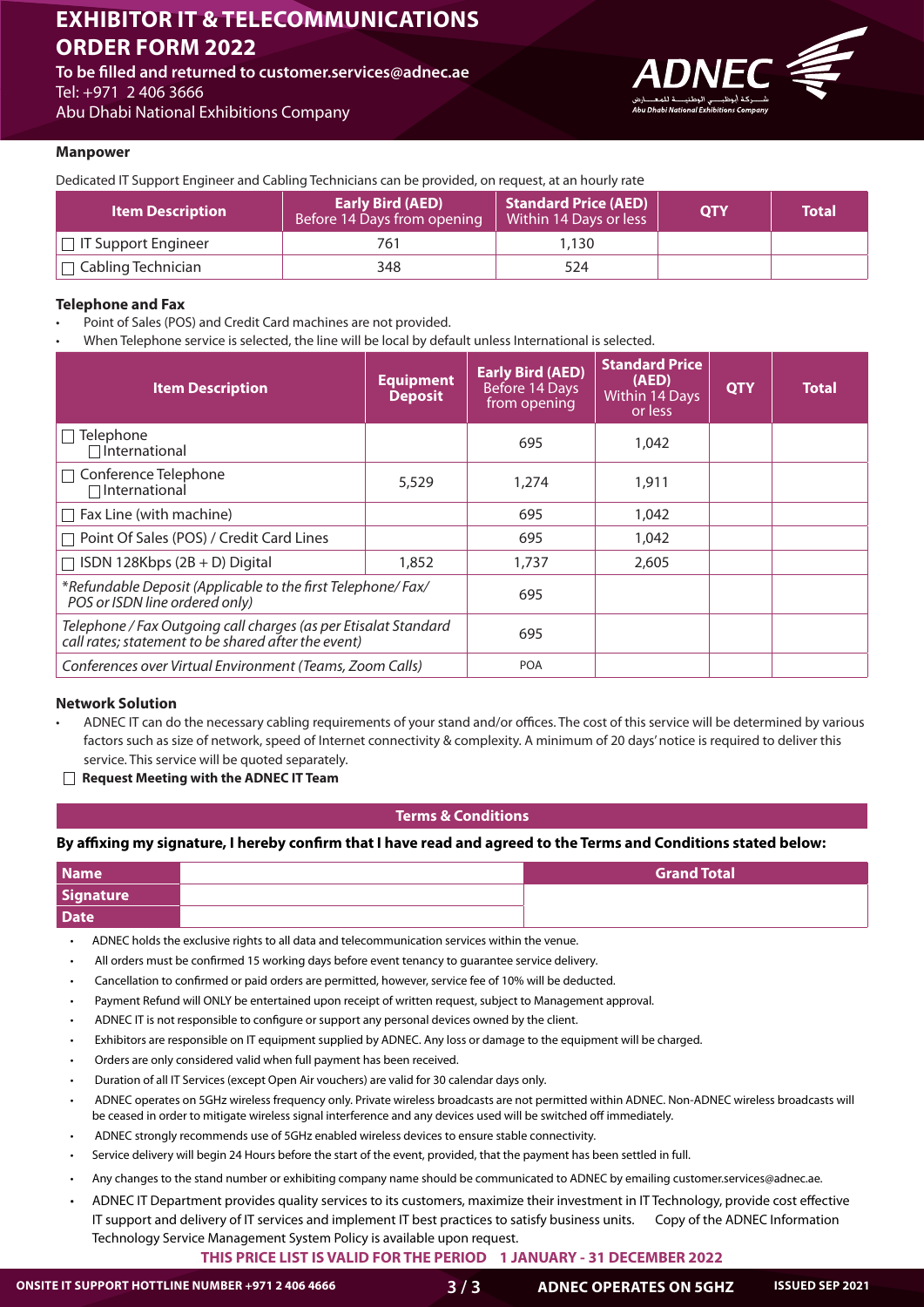# EXHIBITOR IT & TELECOMMUNICATIONS ORDER FORM 2022

**To be filled and returned to customer.services@adnec.ae**
Tel: +971 2 406 3666
Abu Dhabi National Exhibitions Company

### Manpower

Dedicated IT Support Engineer and Cabling Technicians can be provided, on request, at an hourly rate

| Item Description | Early Bird (AED) Before 14 Days from opening | Standard Price (AED) Within 14 Days or less | QTY | Total |
|---|---|---|---|---|
| ☐ IT Support Engineer | 761 | 1,130 | | |
| ☐ Cabling Technician | 348 | 524 | | |

### Telephone and Fax

- Point of Sales (POS) and Credit Card machines are not provided.
- When Telephone service is selected, the line will be local by default unless International is selected.

| Item Description | Equipment Deposit | Early Bird (AED) Before 14 Days from opening | Standard Price (AED) Within 14 Days or less | QTY | Total |
|---|---|---|---|---|---|
| ☐ Telephone ☐ International | | 695 | 1,042 | | |
| ☐ Conference Telephone ☐ International | 5,529 | 1,274 | 1,911 | | |
| ☐ Fax Line (with machine) | | 695 | 1,042 | | |
| ☐ Point Of Sales (POS) / Credit Card Lines | | 695 | 1,042 | | |
| ☐ ISDN 128Kbps (2B + D) Digital | 1,852 | 1,737 | 2,605 | | |
| *\*Refundable Deposit (Applicable to the first Telephone/ Fax/ POS or ISDN line ordered only)* | | 695 | | | |
| *Telephone / Fax Outgoing call charges (as per Etisalat Standard call rates; statement to be shared after the event)* | | 695 | | | |
| *Conferences over Virtual Environment (Teams, Zoom Calls)* | | POA | | | |

### Network Solution

- ADNEC IT can do the necessary cabling requirements of your stand and/or offices. The cost of this service will be determined by various factors such as size of network, speed of Internet connectivity & complexity. A minimum of 20 days' notice is required to deliver this service. This service will be quoted separately.

☐ **Request Meeting with the ADNEC IT Team**

### Terms & Conditions

**By affixing my signature, I hereby confirm that I have read and agreed to the Terms and Conditions stated below:**

| | | Grand Total |
|---|---|---|
| **Name** | | |
| **Signature** | | |
| **Date** | | |

- ADNEC holds the exclusive rights to all data and telecommunication services within the venue.
- All orders must be confirmed 15 working days before event tenancy to guarantee service delivery.
- Cancellation to confirmed or paid orders are permitted, however, service fee of 10% will be deducted.
- Payment Refund will ONLY be entertained upon receipt of written request, subject to Management approval.
- ADNEC IT is not responsible to configure or support any personal devices owned by the client.
- Exhibitors are responsible on IT equipment supplied by ADNEC. Any loss or damage to the equipment will be charged.
- Orders are only considered valid when full payment has been received.
- Duration of all IT Services (except Open Air vouchers) are valid for 30 calendar days only.
- ADNEC operates on 5GHz wireless frequency only. Private wireless broadcasts are not permitted within ADNEC. Non-ADNEC wireless broadcasts will be ceased in order to mitigate wireless signal interference and any devices used will be switched off immediately.
- ADNEC strongly recommends use of 5GHz enabled wireless devices to ensure stable connectivity.
- Service delivery will begin 24 Hours before the start of the event, provided, that the payment has been settled in full.
- Any changes to the stand number or exhibiting company name should be communicated to ADNEC by emailing customer.services@adnec.ae.
- ADNEC IT Department provides quality services to its customers, maximize their investment in IT Technology, provide cost effective IT support and delivery of IT services and implement IT best practices to satisfy business units. Copy of the ADNEC Information Technology Service Management System Policy is available upon request.

**THIS PRICE LIST IS VALID FOR THE PERIOD 1 JANUARY - 31 DECEMBER 2022**

**ONSITE IT SUPPORT HOTLINE NUMBER +971 2 406 4666** — **ADNEC OPERATES ON 5GHZ** — **ISSUED SEP 2021**